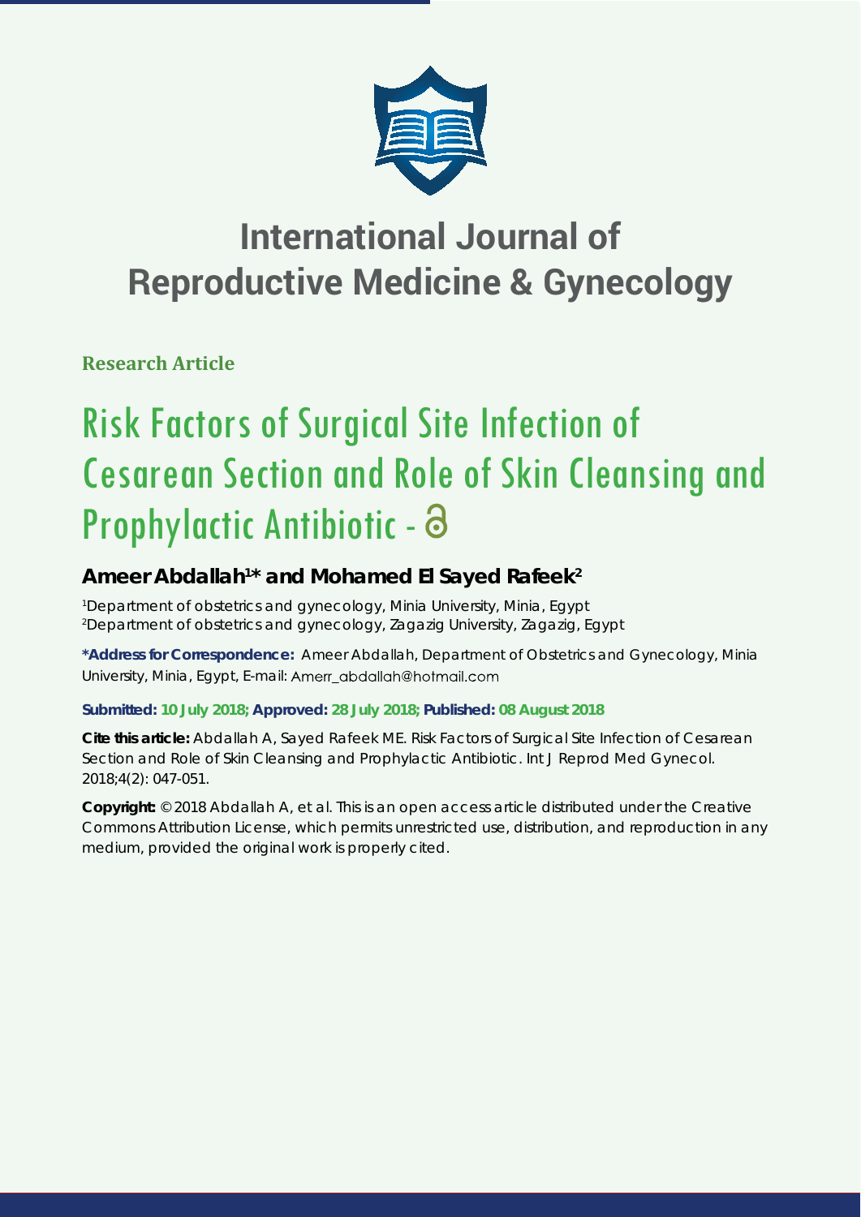# International Journal of Reproductive Medicine & Gynecology

**Research Article**

# Risk Factors of Surgical Site Infection of Cesarean Section and Role of Skin Cleansing and Prophylactic Antibiotic -

**Ameer Abdallah[1]* and Mohamed El Sayed Rafeek[2]**

[1]Department of obstetrics and gynecology, Minia University, Minia, Egypt
[2]Department of obstetrics and gynecology, Zagazig University, Zagazig, Egypt

**\*Address for Correspondence:** Ameer Abdallah, Department of Obstetrics and Gynecology, Minia University, Minia, Egypt, E-mail: Amerr_abdallah@hotmail.com

**Submitted: 10 July 2018; Approved: 28 July 2018; Published: 08 August 2018**

**Cite this article:** Abdallah A, Sayed Rafeek ME. Risk Factors of Surgical Site Infection of Cesarean Section and Role of Skin Cleansing and Prophylactic Antibiotic. Int J Reprod Med Gynecol. 2018;4(2): 047-051.

**Copyright:** © 2018 Abdallah A, et al. This is an open access article distributed under the Creative Commons Attribution License, which permits unrestricted use, distribution, and reproduction in any medium, provided the original work is properly cited.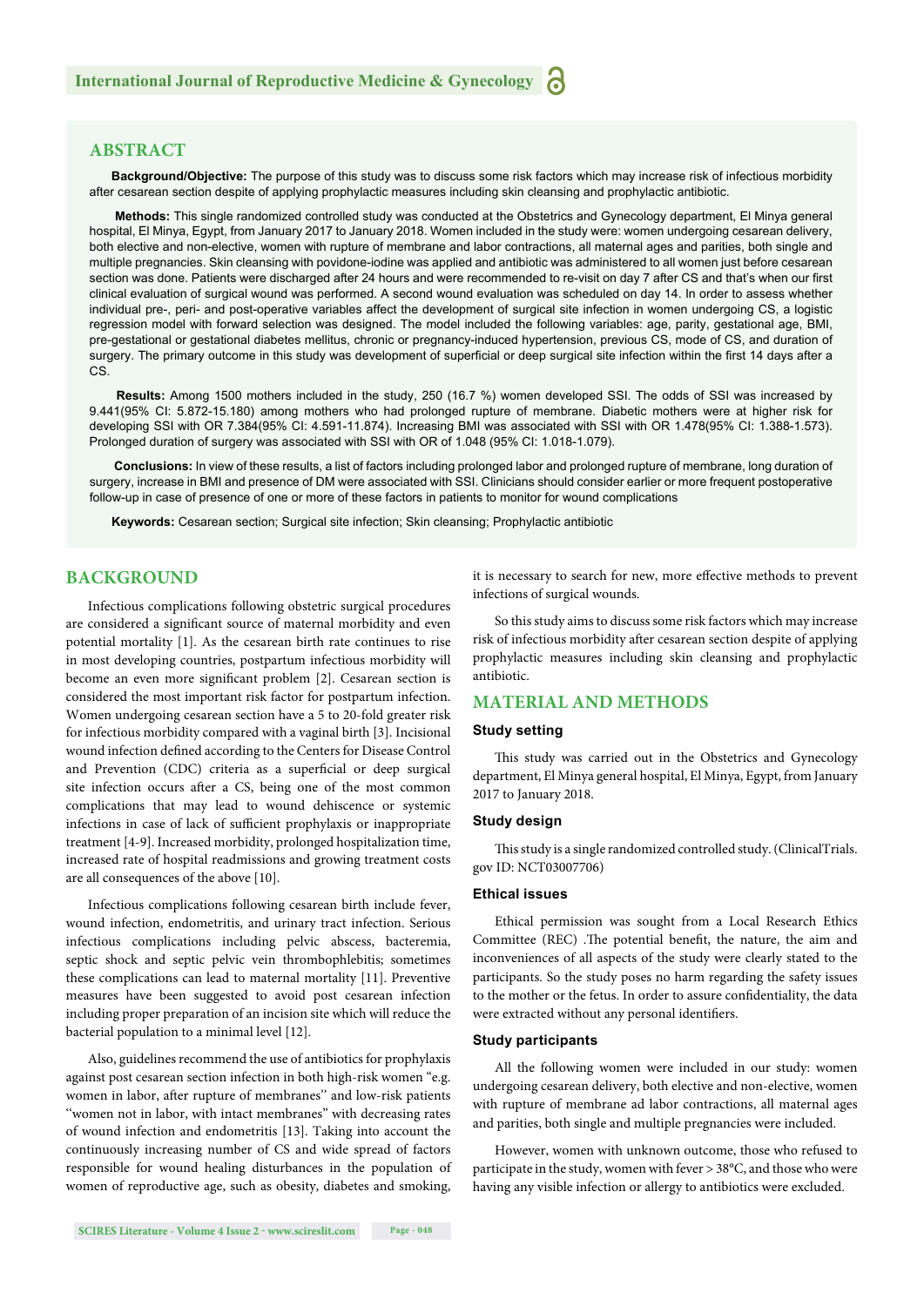## ABSTRACT

**Background/Objective:** The purpose of this study was to discuss some risk factors which may increase risk of infectious morbidity after cesarean section despite of applying prophylactic measures including skin cleansing and prophylactic antibiotic.

**Methods:** This single randomized controlled study was conducted at the Obstetrics and Gynecology department, El Minya general hospital, El Minya, Egypt, from January 2017 to January 2018. Women included in the study were: women undergoing cesarean delivery, both elective and non-elective, women with rupture of membrane and labor contractions, all maternal ages and parities, both single and multiple pregnancies. Skin cleansing with povidone-iodine was applied and antibiotic was administered to all women just before cesarean section was done. Patients were discharged after 24 hours and were recommended to re-visit on day 7 after CS and that's when our first clinical evaluation of surgical wound was performed. A second wound evaluation was scheduled on day 14. In order to assess whether individual pre-, peri- and post-operative variables affect the development of surgical site infection in women undergoing CS, a logistic regression model with forward selection was designed. The model included the following variables: age, parity, gestational age, BMI, pre-gestational or gestational diabetes mellitus, chronic or pregnancy-induced hypertension, previous CS, mode of CS, and duration of surgery. The primary outcome in this study was development of superficial or deep surgical site infection within the first 14 days after a CS.

**Results:** Among 1500 mothers included in the study, 250 (16.7 %) women developed SSI. The odds of SSI was increased by 9.441(95% CI: 5.872-15.180) among mothers who had prolonged rupture of membrane. Diabetic mothers were at higher risk for developing SSI with OR 7.384(95% CI: 4.591-11.874). Increasing BMI was associated with SSI with OR 1.478(95% CI: 1.388-1.573). Prolonged duration of surgery was associated with SSI with OR of 1.048 (95% CI: 1.018-1.079).

**Conclusions:** In view of these results, a list of factors including prolonged labor and prolonged rupture of membrane, long duration of surgery, increase in BMI and presence of DM were associated with SSI. Clinicians should consider earlier or more frequent postoperative follow-up in case of presence of one or more of these factors in patients to monitor for wound complications

**Keywords:** Cesarean section; Surgical site infection; Skin cleansing; Prophylactic antibiotic

## BACKGROUND

Infectious complications following obstetric surgical procedures are considered a significant source of maternal morbidity and even potential mortality [1]. As the cesarean birth rate continues to rise in most developing countries, postpartum infectious morbidity will become an even more significant problem [2]. Cesarean section is considered the most important risk factor for postpartum infection. Women undergoing cesarean section have a 5 to 20-fold greater risk for infectious morbidity compared with a vaginal birth [3]. Incisional wound infection defined according to the Centers for Disease Control and Prevention (CDC) criteria as a superficial or deep surgical site infection occurs after a CS, being one of the most common complications that may lead to wound dehiscence or systemic infections in case of lack of sufficient prophylaxis or inappropriate treatment [4-9]. Increased morbidity, prolonged hospitalization time, increased rate of hospital readmissions and growing treatment costs are all consequences of the above [10].

Infectious complications following cesarean birth include fever, wound infection, endometritis, and urinary tract infection. Serious infectious complications including pelvic abscess, bacteremia, septic shock and septic pelvic vein thrombophlebitis; sometimes these complications can lead to maternal mortality [11]. Preventive measures have been suggested to avoid post cesarean infection including proper preparation of an incision site which will reduce the bacterial population to a minimal level [12].

Also, guidelines recommend the use of antibiotics for prophylaxis against post cesarean section infection in both high-risk women "e.g. women in labor, after rupture of membranes" and low-risk patients "women not in labor, with intact membranes" with decreasing rates of wound infection and endometritis [13]. Taking into account the continuously increasing number of CS and wide spread of factors responsible for wound healing disturbances in the population of women of reproductive age, such as obesity, diabetes and smoking, it is necessary to search for new, more effective methods to prevent infections of surgical wounds.

So this study aims to discuss some risk factors which may increase risk of infectious morbidity after cesarean section despite of applying prophylactic measures including skin cleansing and prophylactic antibiotic.

## MATERIAL AND METHODS

### Study setting

This study was carried out in the Obstetrics and Gynecology department, El Minya general hospital, El Minya, Egypt, from January 2017 to January 2018.

### Study design

This study is a single randomized controlled study. (ClinicalTrials.gov ID: NCT03007706)

### Ethical issues

Ethical permission was sought from a Local Research Ethics Committee (REC) .The potential benefit, the nature, the aim and inconveniences of all aspects of the study were clearly stated to the participants. So the study poses no harm regarding the safety issues to the mother or the fetus. In order to assure confidentiality, the data were extracted without any personal identifiers.

### Study participants

All the following women were included in our study: women undergoing cesarean delivery, both elective and non-elective, women with rupture of membrane ad labor contractions, all maternal ages and parities, both single and multiple pregnancies were included.

However, women with unknown outcome, those who refused to participate in the study, women with fever > 38°C, and those who were having any visible infection or allergy to antibiotics were excluded.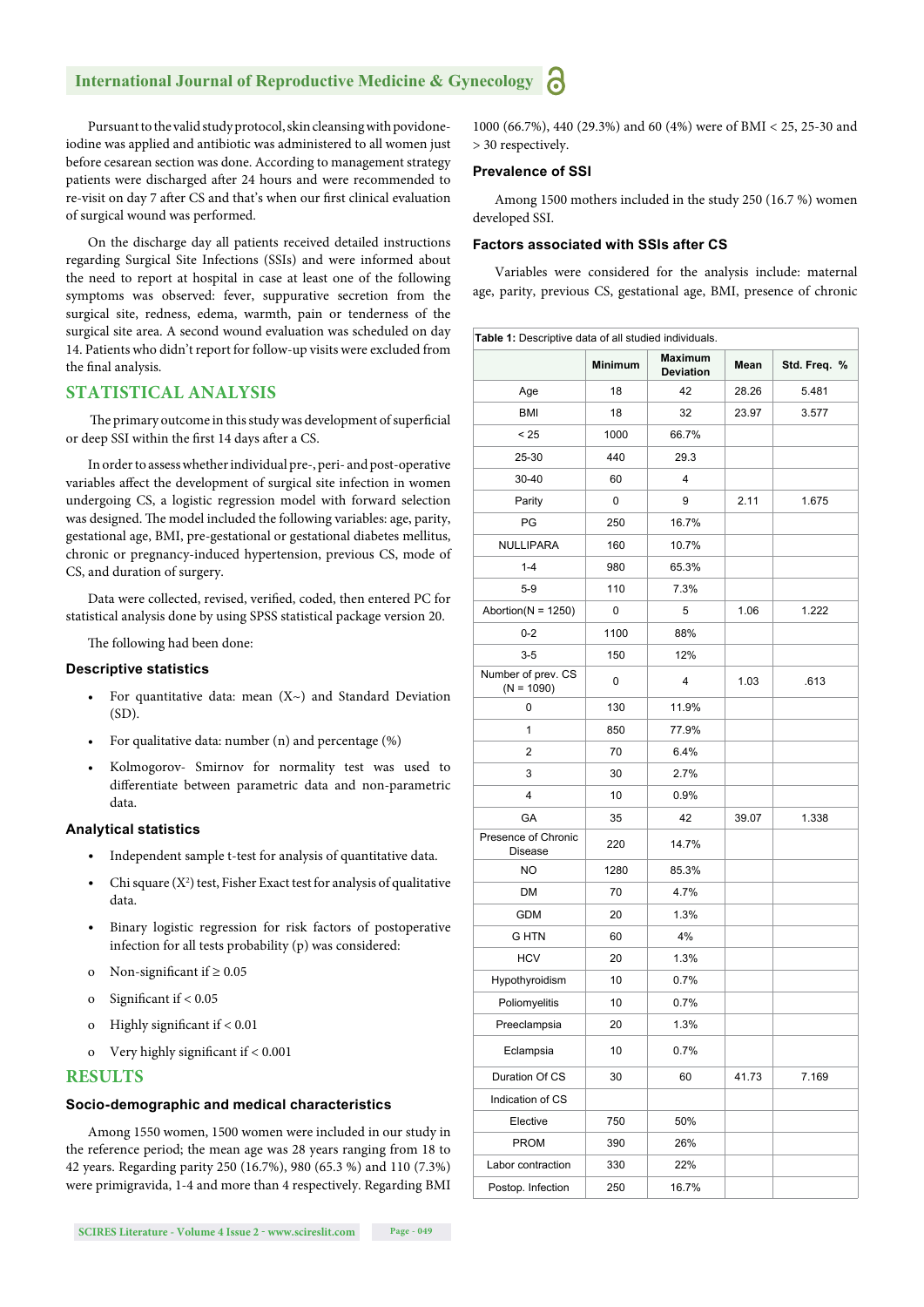Pursuant to the valid study protocol, skin cleansing with povidone-iodine was applied and antibiotic was administered to all women just before cesarean section was done. According to management strategy patients were discharged after 24 hours and were recommended to re-visit on day 7 after CS and that's when our first clinical evaluation of surgical wound was performed.

On the discharge day all patients received detailed instructions regarding Surgical Site Infections (SSIs) and were informed about the need to report at hospital in case at least one of the following symptoms was observed: fever, suppurative secretion from the surgical site, redness, edema, warmth, pain or tenderness of the surgical site area. A second wound evaluation was scheduled on day 14. Patients who didn't report for follow-up visits were excluded from the final analysis.

## STATISTICAL ANALYSIS

The primary outcome in this study was development of superficial or deep SSI within the first 14 days after a CS.

In order to assess whether individual pre-, peri- and post-operative variables affect the development of surgical site infection in women undergoing CS, a logistic regression model with forward selection was designed. The model included the following variables: age, parity, gestational age, BMI, pre-gestational or gestational diabetes mellitus, chronic or pregnancy-induced hypertension, previous CS, mode of CS, and duration of surgery.

Data were collected, revised, verified, coded, then entered PC for statistical analysis done by using SPSS statistical package version 20.

The following had been done:

### Descriptive statistics

- For quantitative data: mean (X~) and Standard Deviation (SD).
- For qualitative data: number (n) and percentage (%)
- Kolmogorov- Smirnov for normality test was used to differentiate between parametric data and non-parametric data.

### Analytical statistics

- Independent sample t-test for analysis of quantitative data.
- Chi square ($X^2$) test, Fisher Exact test for analysis of qualitative data.
- Binary logistic regression for risk factors of postoperative infection for all tests probability (p) was considered:

o Non-significant if ≥ 0.05

o Significant if < 0.05

o Highly significant if < 0.01

o Very highly significant if < 0.001

## RESULTS

### Socio-demographic and medical characteristics

Among 1550 women, 1500 women were included in our study in the reference period; the mean age was 28 years ranging from 18 to 42 years. Regarding parity 250 (16.7%), 980 (65.3 %) and 110 (7.3%) were primigravida, 1-4 and more than 4 respectively. Regarding BMI 1000 (66.7%), 440 (29.3%) and 60 (4%) were of BMI < 25, 25-30 and > 30 respectively.

### Prevalence of SSI

Among 1500 mothers included in the study 250 (16.7 %) women developed SSI.

### Factors associated with SSIs after CS

Variables were considered for the analysis include: maternal age, parity, previous CS, gestational age, BMI, presence of chronic

**Table 1:** Descriptive data of all studied individuals.

| | Minimum | Maximum Deviation | Mean | Std. Freq. % |
|---|---|---|---|---|
| Age | 18 | 42 | 28.26 | 5.481 |
| BMI | 18 | 32 | 23.97 | 3.577 |
| < 25 | 1000 | 66.7% | | |
| 25-30 | 440 | 29.3 | | |
| 30-40 | 60 | 4 | | |
| Parity | 0 | 9 | 2.11 | 1.675 |
| PG | 250 | 16.7% | | |
| NULLIPARA | 160 | 10.7% | | |
| 1-4 | 980 | 65.3% | | |
| 5-9 | 110 | 7.3% | | |
| Abortion(N = 1250) | 0 | 5 | 1.06 | 1.222 |
| 0-2 | 1100 | 88% | | |
| 3-5 | 150 | 12% | | |
| Number of prev. CS (N = 1090) | 0 | 4 | 1.03 | .613 |
| 0 | 130 | 11.9% | | |
| 1 | 850 | 77.9% | | |
| 2 | 70 | 6.4% | | |
| 3 | 30 | 2.7% | | |
| 4 | 10 | 0.9% | | |
| GA | 35 | 42 | 39.07 | 1.338 |
| Presence of Chronic Disease | 220 | 14.7% | | |
| NO | 1280 | 85.3% | | |
| DM | 70 | 4.7% | | |
| GDM | 20 | 1.3% | | |
| G HTN | 60 | 4% | | |
| HCV | 20 | 1.3% | | |
| Hypothyroidism | 10 | 0.7% | | |
| Poliomyelitis | 10 | 0.7% | | |
| Preeclampsia | 20 | 1.3% | | |
| Eclampsia | 10 | 0.7% | | |
| Duration Of CS | 30 | 60 | 41.73 | 7.169 |
| Indication of CS | | | | |
| Elective | 750 | 50% | | |
| PROM | 390 | 26% | | |
| Labor contraction | 330 | 22% | | |
| Postop. Infection | 250 | 16.7% | | |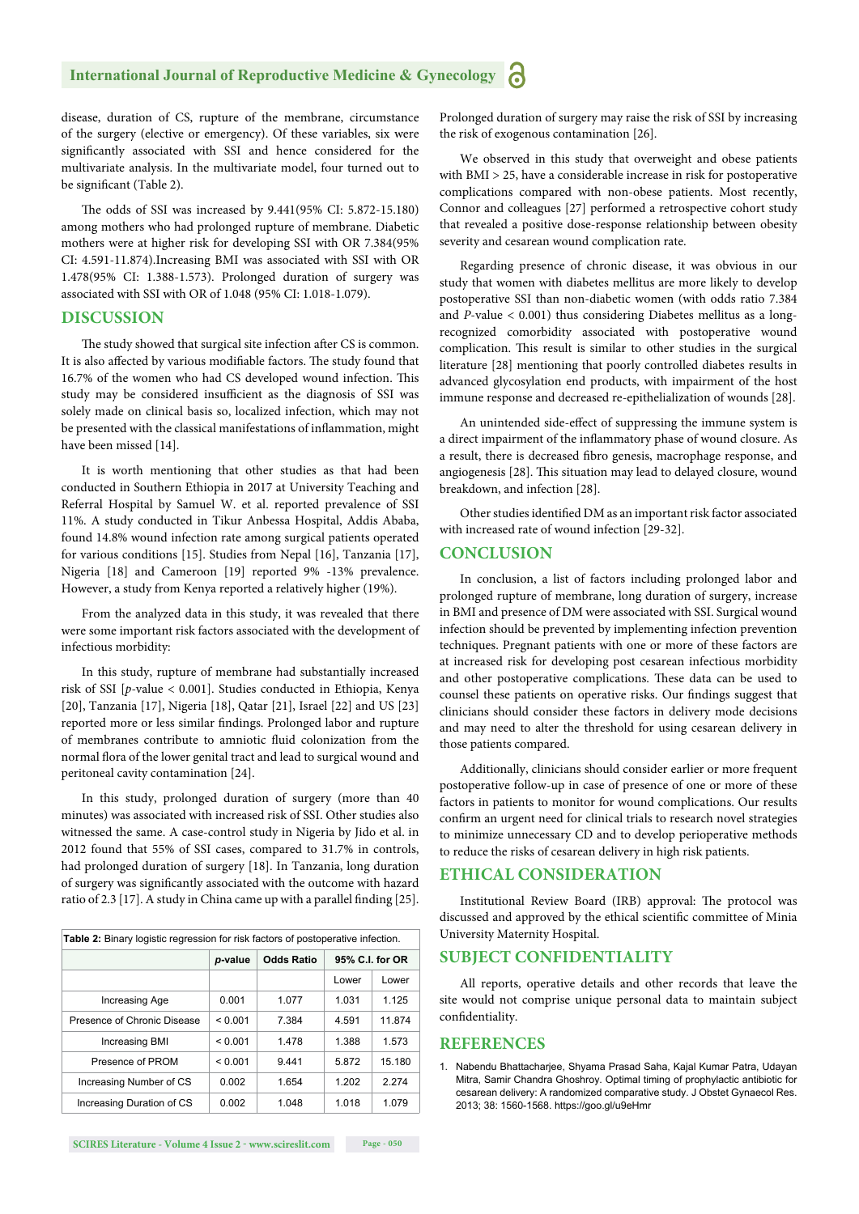disease, duration of CS, rupture of the membrane, circumstance of the surgery (elective or emergency). Of these variables, six were significantly associated with SSI and hence considered for the multivariate analysis. In the multivariate model, four turned out to be significant (Table 2).

The odds of SSI was increased by 9.441(95% CI: 5.872-15.180) among mothers who had prolonged rupture of membrane. Diabetic mothers were at higher risk for developing SSI with OR 7.384(95% CI: 4.591-11.874).Increasing BMI was associated with SSI with OR 1.478(95% CI: 1.388-1.573). Prolonged duration of surgery was associated with SSI with OR of 1.048 (95% CI: 1.018-1.079).

## DISCUSSION

The study showed that surgical site infection after CS is common. It is also affected by various modifiable factors. The study found that 16.7% of the women who had CS developed wound infection. This study may be considered insufficient as the diagnosis of SSI was solely made on clinical basis so, localized infection, which may not be presented with the classical manifestations of inflammation, might have been missed [14].

It is worth mentioning that other studies as that had been conducted in Southern Ethiopia in 2017 at University Teaching and Referral Hospital by Samuel W. et al. reported prevalence of SSI 11%. A study conducted in Tikur Anbessa Hospital, Addis Ababa, found 14.8% wound infection rate among surgical patients operated for various conditions [15]. Studies from Nepal [16], Tanzania [17], Nigeria [18] and Cameroon [19] reported 9% -13% prevalence. However, a study from Kenya reported a relatively higher (19%).

From the analyzed data in this study, it was revealed that there were some important risk factors associated with the development of infectious morbidity:

In this study, rupture of membrane had substantially increased risk of SSI [*p*-value < 0.001]. Studies conducted in Ethiopia, Kenya [20], Tanzania [17], Nigeria [18], Qatar [21], Israel [22] and US [23] reported more or less similar findings. Prolonged labor and rupture of membranes contribute to amniotic fluid colonization from the normal flora of the lower genital tract and lead to surgical wound and peritoneal cavity contamination [24].

In this study, prolonged duration of surgery (more than 40 minutes) was associated with increased risk of SSI. Other studies also witnessed the same. A case-control study in Nigeria by Jido et al. in 2012 found that 55% of SSI cases, compared to 31.7% in controls, had prolonged duration of surgery [18]. In Tanzania, long duration of surgery was significantly associated with the outcome with hazard ratio of 2.3 [17]. A study in China came up with a parallel finding [25].

**Table 2:** Binary logistic regression for risk factors of postoperative infection.

| | *p*-value | Odds Ratio | 95% C.I. for OR | |
|---|---|---|---|---|
| | | | Lower | Lower |
| Increasing Age | 0.001 | 1.077 | 1.031 | 1.125 |
| Presence of Chronic Disease | < 0.001 | 7.384 | 4.591 | 11.874 |
| Increasing BMI | < 0.001 | 1.478 | 1.388 | 1.573 |
| Presence of PROM | < 0.001 | 9.441 | 5.872 | 15.180 |
| Increasing Number of CS | 0.002 | 1.654 | 1.202 | 2.274 |
| Increasing Duration of CS | 0.002 | 1.048 | 1.018 | 1.079 |

Prolonged duration of surgery may raise the risk of SSI by increasing the risk of exogenous contamination [26].

We observed in this study that overweight and obese patients with BMI > 25, have a considerable increase in risk for postoperative complications compared with non-obese patients. Most recently, Connor and colleagues [27] performed a retrospective cohort study that revealed a positive dose-response relationship between obesity severity and cesarean wound complication rate.

Regarding presence of chronic disease, it was obvious in our study that women with diabetes mellitus are more likely to develop postoperative SSI than non-diabetic women (with odds ratio 7.384 and *P*-value < 0.001) thus considering Diabetes mellitus as a long-recognized comorbidity associated with postoperative wound complication. This result is similar to other studies in the surgical literature [28] mentioning that poorly controlled diabetes results in advanced glycosylation end products, with impairment of the host immune response and decreased re-epithelialization of wounds [28].

An unintended side-effect of suppressing the immune system is a direct impairment of the inflammatory phase of wound closure. As a result, there is decreased fibro genesis, macrophage response, and angiogenesis [28]. This situation may lead to delayed closure, wound breakdown, and infection [28].

Other studies identified DM as an important risk factor associated with increased rate of wound infection [29-32].

## CONCLUSION

In conclusion, a list of factors including prolonged labor and prolonged rupture of membrane, long duration of surgery, increase in BMI and presence of DM were associated with SSI. Surgical wound infection should be prevented by implementing infection prevention techniques. Pregnant patients with one or more of these factors are at increased risk for developing post cesarean infectious morbidity and other postoperative complications. These data can be used to counsel these patients on operative risks. Our findings suggest that clinicians should consider these factors in delivery mode decisions and may need to alter the threshold for using cesarean delivery in those patients compared.

Additionally, clinicians should consider earlier or more frequent postoperative follow-up in case of presence of one or more of these factors in patients to monitor for wound complications. Our results confirm an urgent need for clinical trials to research novel strategies to minimize unnecessary CD and to develop perioperative methods to reduce the risks of cesarean delivery in high risk patients.

## ETHICAL CONSIDERATION

Institutional Review Board (IRB) approval: The protocol was discussed and approved by the ethical scientific committee of Minia University Maternity Hospital.

## SUBJECT CONFIDENTIALITY

All reports, operative details and other records that leave the site would not comprise unique personal data to maintain subject confidentiality.

## REFERENCES

1. Nabendu Bhattacharjee, Shyama Prasad Saha, Kajal Kumar Patra, Udayan Mitra, Samir Chandra Ghoshroy. Optimal timing of prophylactic antibiotic for cesarean delivery: A randomized comparative study. J Obstet Gynaecol Res. 2013; 38: 1560-1568. https://goo.gl/u9eHmr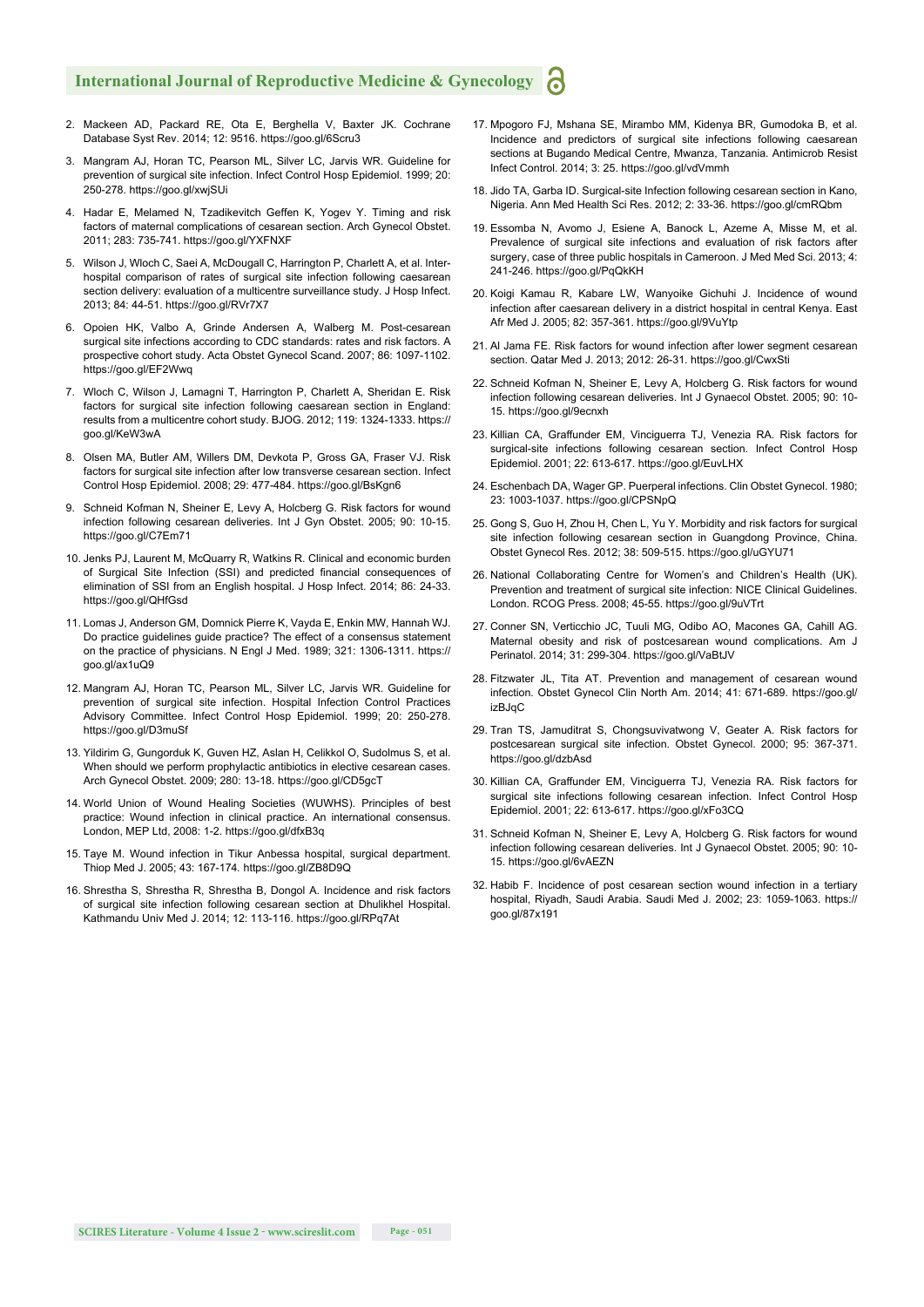2. Mackeen AD, Packard RE, Ota E, Berghella V, Baxter JK. Cochrane Database Syst Rev. 2014; 12: 9516. https://goo.gl/6Scru3

3. Mangram AJ, Horan TC, Pearson ML, Silver LC, Jarvis WR. Guideline for prevention of surgical site infection. Infect Control Hosp Epidemiol. 1999; 20: 250-278. https://goo.gl/xwjSUi

4. Hadar E, Melamed N, Tzadikevitch Geffen K, Yogev Y. Timing and risk factors of maternal complications of cesarean section. Arch Gynecol Obstet. 2011; 283: 735-741. https://goo.gl/YXFNXF

5. Wilson J, Wloch C, Saei A, McDougall C, Harrington P, Charlett A, et al. Inter-hospital comparison of rates of surgical site infection following caesarean section delivery: evaluation of a multicentre surveillance study. J Hosp Infect. 2013; 84: 44-51. https://goo.gl/RVr7X7

6. Opoien HK, Valbo A, Grinde Andersen A, Walberg M. Post-cesarean surgical site infections according to CDC standards: rates and risk factors. A prospective cohort study. Acta Obstet Gynecol Scand. 2007; 86: 1097-1102. https://goo.gl/EF2Wwq

7. Wloch C, Wilson J, Lamagni T, Harrington P, Charlett A, Sheridan E. Risk factors for surgical site infection following caesarean section in England: results from a multicentre cohort study. BJOG. 2012; 119: 1324-1333. https://goo.gl/KeW3wA

8. Olsen MA, Butler AM, Willers DM, Devkota P, Gross GA, Fraser VJ. Risk factors for surgical site infection after low transverse cesarean section. Infect Control Hosp Epidemiol. 2008; 29: 477-484. https://goo.gl/BsKgn6

9. Schneid Kofman N, Sheiner E, Levy A, Holcberg G. Risk factors for wound infection following cesarean deliveries. Int J Gyn Obstet. 2005; 90: 10-15. https://goo.gl/C7Em71

10. Jenks PJ, Laurent M, McQuarry R, Watkins R. Clinical and economic burden of Surgical Site Infection (SSI) and predicted financial consequences of elimination of SSI from an English hospital. J Hosp Infect. 2014; 86: 24-33. https://goo.gl/QHfGsd

11. Lomas J, Anderson GM, Domnick Pierre K, Vayda E, Enkin MW, Hannah WJ. Do practice guidelines guide practice? The effect of a consensus statement on the practice of physicians. N Engl J Med. 1989; 321: 1306-1311. https://goo.gl/ax1uQ9

12. Mangram AJ, Horan TC, Pearson ML, Silver LC, Jarvis WR. Guideline for prevention of surgical site infection. Hospital Infection Control Practices Advisory Committee. Infect Control Hosp Epidemiol. 1999; 20: 250-278. https://goo.gl/D3muSf

13. Yildirim G, Gungorduk K, Guven HZ, Aslan H, Celikkol O, Sudolmus S, et al. When should we perform prophylactic antibiotics in elective cesarean cases. Arch Gynecol Obstet. 2009; 280: 13-18. https://goo.gl/CD5gcT

14. World Union of Wound Healing Societies (WUWHS). Principles of best practice: Wound infection in clinical practice. An international consensus. London, MEP Ltd, 2008: 1-2. https://goo.gl/dfxB3q

15. Taye M. Wound infection in Tikur Anbessa hospital, surgical department. Thiop Med J. 2005; 43: 167-174. https://goo.gl/ZB8D9Q

16. Shrestha S, Shrestha R, Shrestha B, Dongol A. Incidence and risk factors of surgical site infection following cesarean section at Dhulikhel Hospital. Kathmandu Univ Med J. 2014; 12: 113-116. https://goo.gl/RPq7At

17. Mpogoro FJ, Mshana SE, Mirambo MM, Kidenya BR, Gumodoka B, et al. Incidence and predictors of surgical site infections following caesarean sections at Bugando Medical Centre, Mwanza, Tanzania. Antimicrob Resist Infect Control. 2014; 3: 25. https://goo.gl/vdVmmh

18. Jido TA, Garba ID. Surgical-site Infection following cesarean section in Kano, Nigeria. Ann Med Health Sci Res. 2012; 2: 33-36. https://goo.gl/cmRQbm

19. Essomba N, Avomo J, Esiene A, Banock L, Azeme A, Misse M, et al. Prevalence of surgical site infections and evaluation of risk factors after surgery, case of three public hospitals in Cameroon. J Med Med Sci. 2013; 4: 241-246. https://goo.gl/PqQkKH

20. Koigi Kamau R, Kabare LW, Wanyoike Gichuhi J. Incidence of wound infection after caesarean delivery in a district hospital in central Kenya. East Afr Med J. 2005; 82: 357-361. https://goo.gl/9VuYtp

21. Al Jama FE. Risk factors for wound infection after lower segment cesarean section. Qatar Med J. 2013; 2012: 26-31. https://goo.gl/CwxSti

22. Schneid Kofman N, Sheiner E, Levy A, Holcberg G. Risk factors for wound infection following cesarean deliveries. Int J Gynaecol Obstet. 2005; 90: 10-15. https://goo.gl/9ecnxh

23. Killian CA, Graffunder EM, Vinciguerra TJ, Venezia RA. Risk factors for surgical-site infections following cesarean section. Infect Control Hosp Epidemiol. 2001; 22: 613-617. https://goo.gl/EuvLHX

24. Eschenbach DA, Wager GP. Puerperal infections. Clin Obstet Gynecol. 1980; 23: 1003-1037. https://goo.gl/CPSNpQ

25. Gong S, Guo H, Zhou H, Chen L, Yu Y. Morbidity and risk factors for surgical site infection following cesarean section in Guangdong Province, China. Obstet Gynecol Res. 2012; 38: 509-515. https://goo.gl/uGYU71

26. National Collaborating Centre for Women's and Children's Health (UK). Prevention and treatment of surgical site infection: NICE Clinical Guidelines. London. RCOG Press. 2008; 45-55. https://goo.gl/9uVTrt

27. Conner SN, Verticchio JC, Tuuli MG, Odibo AO, Macones GA, Cahill AG. Maternal obesity and risk of postcesarean wound complications. Am J Perinatol. 2014; 31: 299-304. https://goo.gl/VaBtJV

28. Fitzwater JL, Tita AT. Prevention and management of cesarean wound infection. Obstet Gynecol Clin North Am. 2014; 41: 671-689. https://goo.gl/izBJqC

29. Tran TS, Jamuditrat S, Chongsuvivatwong V, Geater A. Risk factors for postcesarean surgical site infection. Obstet Gynecol. 2000; 95: 367-371. https://goo.gl/dzbAsd

30. Killian CA, Graffunder EM, Vinciguerra TJ, Venezia RA. Risk factors for surgical site infections following cesarean infection. Infect Control Hosp Epidemiol. 2001; 22: 613-617. https://goo.gl/xFo3CQ

31. Schneid Kofman N, Sheiner E, Levy A, Holcberg G. Risk factors for wound infection following cesarean deliveries. Int J Gynaecol Obstet. 2005; 90: 10-15. https://goo.gl/6vAEZN

32. Habib F. Incidence of post cesarean section wound infection in a tertiary hospital, Riyadh, Saudi Arabia. Saudi Med J. 2002; 23: 1059-1063. https://goo.gl/87x191